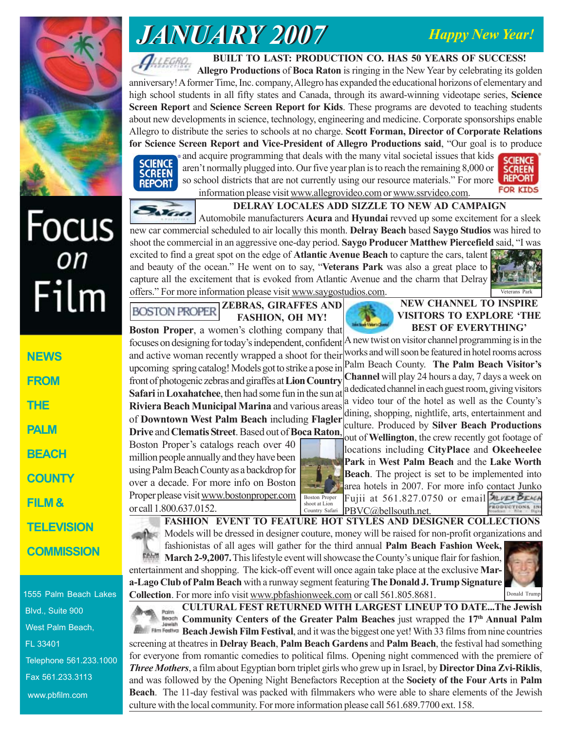# JANUARY 2007

*Happy New Year!*

## Focus on Film

**NEWS FROM THE PALM BEACH COUNTY FILM & TELEVISION COMMISSION**

1555 Palm Beach Lakes Blvd., Suite 900
West Palm Beach, FL 33401
Telephone 561.233.1000
Fax 561.233.3113
www.pbfilm.com

### BUILT TO LAST: PRODUCTION CO. HAS 50 YEARS OF SUCCESS!

**Allegro Productions** of **Boca Raton** is ringing in the New Year by celebrating its golden anniversary! A former Time, Inc. company, Allegro has expanded the educational horizons of elementary and high school students in all fifty states and Canada, through its award-winning videotape series, **Science Screen Report** and **Science Screen Report for Kids**. These programs are devoted to teaching students about new developments in science, technology, engineering and medicine. Corporate sponsorships enable Allegro to distribute the series to schools at no charge. **Scott Forman, Director of Corporate Relations for Science Screen Report and Vice-President of Allegro Productions said**, "Our goal is to produce and acquire programming that deals with the many vital societal issues that kids aren't normally plugged into. Our five year plan is to reach the remaining 8,000 or so school districts that are not currently using our resource materials." For more information please visit www.allegrovideo.com or www.ssrvideo.com.

### DELRAY LOCALES ADD SIZZLE TO NEW AD CAMPAIGN

Automobile manufacturers **Acura** and **Hyundai** revved up some excitement for a sleek new car commercial scheduled to air locally this month. **Delray Beach** based **Saygo Studios** was hired to shoot the commercial in an aggressive one-day period. **Saygo Producer Matthew Piercefield** said, "I was excited to find a great spot on the edge of **Atlantic Avenue Beach** to capture the cars, talent and beauty of the ocean." He went on to say, "**Veterans Park** was also a great place to capture all the excitement that is evoked from Atlantic Avenue and the charm that Delray offers." For more information please visit www.saygostudios.com.

Veterans Park

### ZEBRAS, GIRAFFES AND FASHION, OH MY!

**Boston Proper**, a women's clothing company that focuses on designing for today's independent, confident and active woman recently wrapped a shoot for their upcoming spring catalog! Models got to strike a pose in front of photogenic zebras and giraffes at **Lion Country Safari** in **Loxahatchee**, then had some fun in the sun at **Riviera Beach Municipal Marina** and various areas of **Downtown West Palm Beach** including **Flagler Drive** and **Clematis Street**. Based out of **Boca Raton**, Boston Proper's catalogs reach over 40 million people annually and they have been using Palm Beach County as a backdrop for over a decade. For more info on Boston Proper please visit www.bostonproper.com or call 1.800.637.0152.

Boston Proper shoot at Lion Country Safari

### NEW CHANNEL TO INSPIRE VISITORS TO EXPLORE 'THE BEST OF EVERYTHING'

A new twist on visitor channel programming is in the works and will soon be featured in hotel rooms across Palm Beach County. **The Palm Beach Visitor's Channel** will play 24 hours a day, 7 days a week on a dedicated channel in each guest room, giving visitors a video tour of the hotel as well as the County's dining, shopping, nightlife, arts, entertainment and culture. Produced by **Silver Beach Productions** out of **Wellington**, the crew recently got footage of locations including **CityPlace** and **Okeeheelee Park** in **West Palm Beach** and the **Lake Worth Beach**. The project is set to be implemented into area hotels in 2007. For more info contact Junko Fujii at 561.827.0750 or email PBVC@bellsouth.net.

### FASHION EVENT TO FEATURE HOT STYLES AND DESIGNER COLLECTIONS

Models will be dressed in designer couture, money will be raised for non-profit organizations and fashionistas of all ages will gather for the third annual **Palm Beach Fashion Week, March 2-9,2007.** This lifestyle event will showcase the County's unique flair for fashion, entertainment and shopping. The kick-off event will once again take place at the exclusive **Mar-a-Lago Club of Palm Beach** with a runway segment featuring **The Donald J. Trump Signature Collection**. For more info visit www.pbfashionweek.com or call 561.805.8681.

Donald Trump

### CULTURAL FEST RETURNED WITH LARGEST LINEUP TO DATE...

The **Jewish Community Centers of the Greater Palm Beaches** just wrapped the **17th Annual Palm Beach Jewish Film Festival**, and it was the biggest one yet! With 33 films from nine countries screening at theatres in **Delray Beach**, **Palm Beach Gardens** and **Palm Beach**, the festival had something for everyone from romantic comedies to political films. Opening night commenced with the premiere of ***Three Mothers***, a film about Egyptian born triplet girls who grew up in Israel, by **Director Dina Zvi-Riklis**, and was followed by the Opening Night Benefactors Reception at the **Society of the Four Arts** in **Palm Beach**. The 11-day festival was packed with filmmakers who were able to share elements of the Jewish culture with the local community. For more information please call 561.689.7700 ext. 158.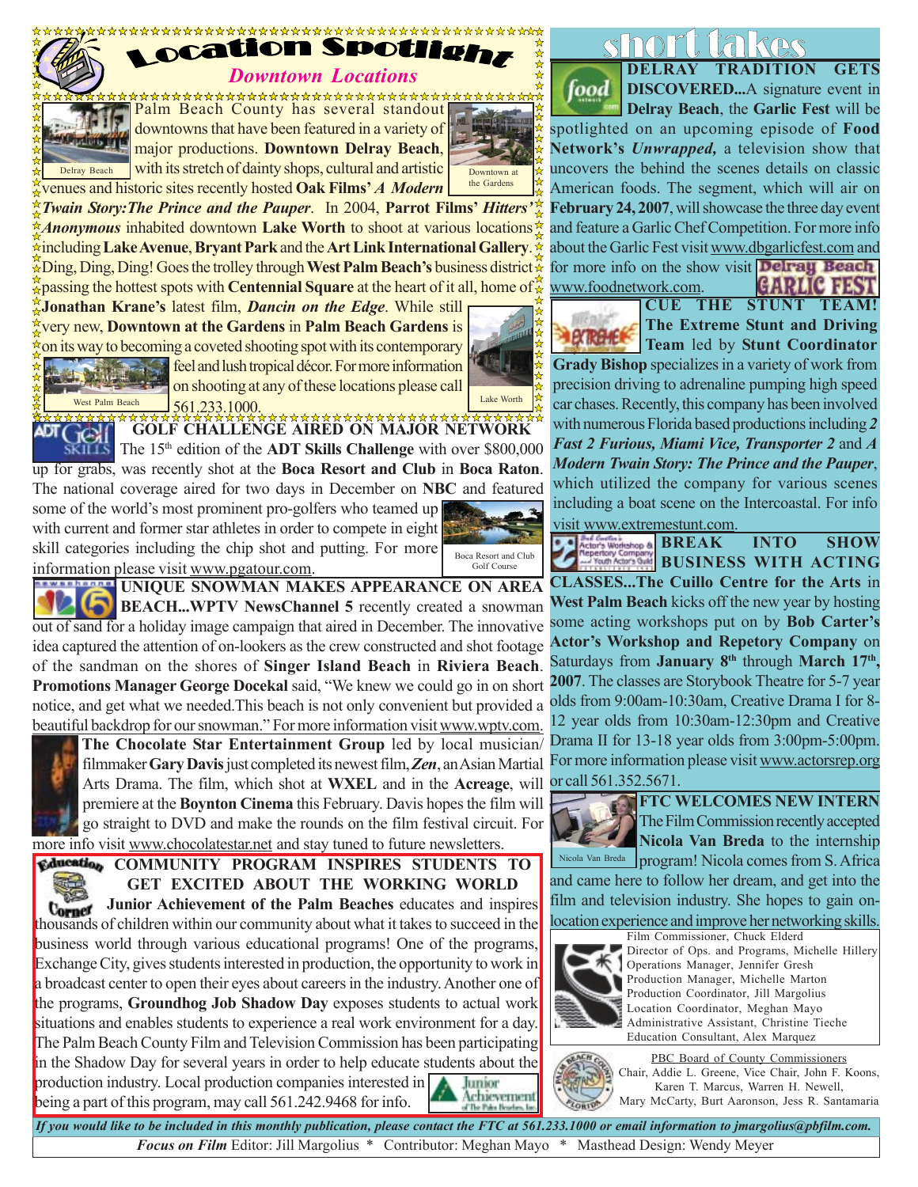# Location Spotlight

## *Downtown Locations*

Delray Beach

Downtown at the Gardens

Palm Beach County has several standout downtowns that have been featured in a variety of major productions. **Downtown Delray Beach**, with its stretch of dainty shops, cultural and artistic venues and historic sites recently hosted **Oak Films'** ***A Modern Twain Story: The Prince and the Pauper***. In 2004, **Parrot Films'** ***Hitters' Anonymous*** inhabited downtown **Lake Worth** to shoot at various locations including **Lake Avenue**, **Bryant Park** and the **Art Link International Gallery**. Ding, Ding, Ding! Goes the trolley through **West Palm Beach's** business district passing the hottest spots with **Centennial Square** at the heart of it all, home of **Jonathan Krane's** latest film, ***Dancin on the Edge***. While still very new, **Downtown at the Gardens** in **Palm Beach Gardens** is on its way to becoming a coveted shooting spot with its contemporary feel and lush tropical décor. For more information on shooting at any of these locations please call 561.233.1000.

West Palm Beach

Lake Worth

## GOLF CHALLENGE AIRED ON MAJOR NETWORK

The 15th edition of the **ADT Skills Challenge** with over $800,000 up for grabs, was recently shot at the **Boca Resort and Club** in **Boca Raton**. The national coverage aired for two days in December on **NBC** and featured some of the world's most prominent pro-golfers who teamed up with current and former star athletes in order to compete in eight skill categories including the chip shot and putting. For more information please visit www.pgatour.com.

Boca Resort and Club Golf Course

**UNIQUE SNOWMAN MAKES APPEARANCE ON AREA BEACH...WPTV NewsChannel 5** recently created a snowman out of sand for a holiday image campaign that aired in December. The innovative idea captured the attention of on-lookers as the crew constructed and shot footage of the sandman on the shores of **Singer Island Beach** in **Riviera Beach**. **Promotions Manager George Docekal** said, "We knew we could go in on short notice, and get what we needed.This beach is not only convenient but provided a beautiful backdrop for our snowman." For more information visit www.wptv.com.

**The Chocolate Star Entertainment Group** led by local musician/ filmmaker **Gary Davis** just completed its newest film, ***Zen***, an Asian Martial Arts Drama. The film, which shot at **WXEL** and in the **Acreage**, will premiere at the **Boynton Cinema** this February. Davis hopes the film will go straight to DVD and make the rounds on the film festival circuit. For more info visit www.chocolatestar.net and stay tuned to future newsletters.

**Education Corner**

## COMMUNITY PROGRAM INSPIRES STUDENTS TO GET EXCITED ABOUT THE WORKING WORLD

**Junior Achievement of the Palm Beaches** educates and inspires thousands of children within our community about what it takes to succeed in the business world through various educational programs! One of the programs, Exchange City, gives students interested in production, the opportunity to work in a broadcast center to open their eyes about careers in the industry. Another one of the programs, **Groundhog Job Shadow Day** exposes students to actual work situations and enables students to experience a real work environment for a day. The Palm Beach County Film and Television Commission has been participating in the Shadow Day for several years in order to help educate students about the production industry. Local production companies interested in being a part of this program, may call 561.242.9468 for info.

# short takes

**DELRAY TRADITION GETS DISCOVERED...**A signature event in **Delray Beach**, the **Garlic Fest** will be spotlighted on an upcoming episode of **Food Network's** ***Unwrapped,*** a television show that uncovers the behind the scenes details on classic American foods. The segment, which will air on **February 24, 2007**, will showcase the three day event and feature a Garlic Chef Competition. For more info about the Garlic Fest visit www.dbgarlicfest.com and for more info on the show visit www.foodnetwork.com.

**CUE THE STUNT TEAM! The Extreme Stunt and Driving Team** led by **Stunt Coordinator Grady Bishop** specializes in a variety of work from precision driving to adrenaline pumping high speed car chases. Recently, this company has been involved with numerous Florida based productions including ***2 Fast 2 Furious, Miami Vice, Transporter 2*** and ***A Modern Twain Story: The Prince and the Pauper***, which utilized the company for various scenes including a boat scene on the Intercoastal. For info visit www.extremestunt.com.

**BREAK INTO SHOW BUSINESS WITH ACTING CLASSES...The Cuillo Centre for the Arts** in **West Palm Beach** kicks off the new year by hosting some acting workshops put on by **Bob Carter's Actor's Workshop and Repetory Company** on Saturdays from **January 8th** through **March 17th, 2007**. The classes are Storybook Theatre for 5-7 year olds from 9:00am-10:30am, Creative Drama I for 8-12 year olds from 10:30am-12:30pm and Creative Drama II for 13-18 year olds from 3:00pm-5:00pm. For more information please visit www.actorsrep.org or call 561.352.5671.

**FTC WELCOMES NEW INTERN** The Film Commission recently accepted **Nicola Van Breda** to the internship program! Nicola comes from S. Africa and came here to follow her dream, and get into the film and television industry. She hopes to gain on-location experience and improve her networking skills.

Nicola Van Breda

Film Commissioner, Chuck Elderd
Director of Ops. and Programs, Michelle Hillery
Operations Manager, Jennifer Gresh
Production Manager, Michelle Marton
Production Coordinator, Jill Margolius
Location Coordinator, Meghan Mayo
Administrative Assistant, Christine Tieche
Education Consultant, Alex Marquez

PBC Board of County Commissioners
Chair, Addie L. Greene, Vice Chair, Jeff Koons, Karen T. Marcus, Warren H. Newell, Mary McCarty, Burt Aaronson, Jess R. Santamaria

*If you would like to be included in this monthly publication, please contact the FTC at 561.233.1000 or email information to jmargolius@pbfilm.com.*

***Focus on Film*** Editor: Jill Margolius * Contributor: Meghan Mayo * Masthead Design: Wendy Meyer